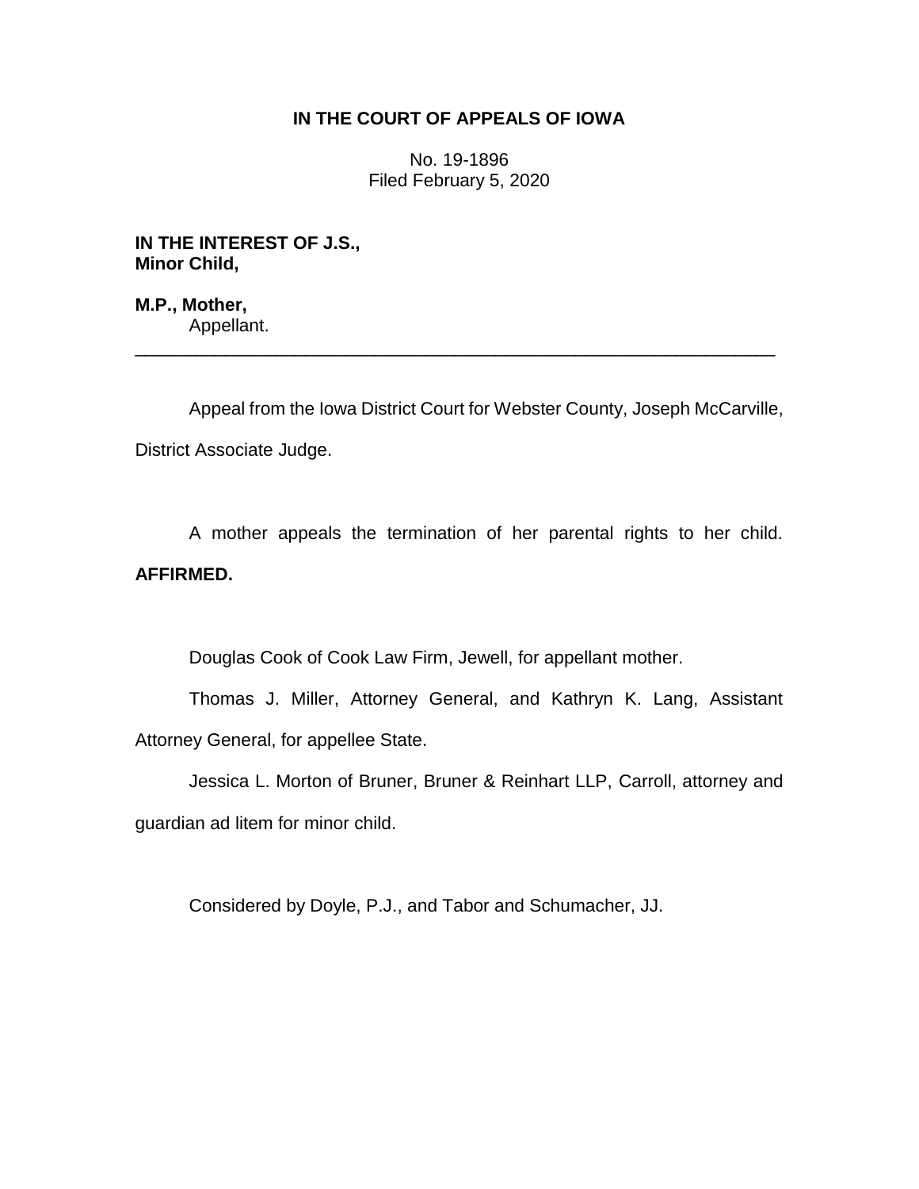# IN THE COURT OF APPEALS OF IOWA

No. 19-1896
Filed February 5, 2020

**IN THE INTEREST OF J.S., Minor Child,**

**M.P., Mother,**
Appellant.

---

Appeal from the Iowa District Court for Webster County, Joseph McCarville, District Associate Judge.

A mother appeals the termination of her parental rights to her child. **AFFIRMED.**

Douglas Cook of Cook Law Firm, Jewell, for appellant mother.

Thomas J. Miller, Attorney General, and Kathryn K. Lang, Assistant Attorney General, for appellee State.

Jessica L. Morton of Bruner, Bruner & Reinhart LLP, Carroll, attorney and guardian ad litem for minor child.

Considered by Doyle, P.J., and Tabor and Schumacher, JJ.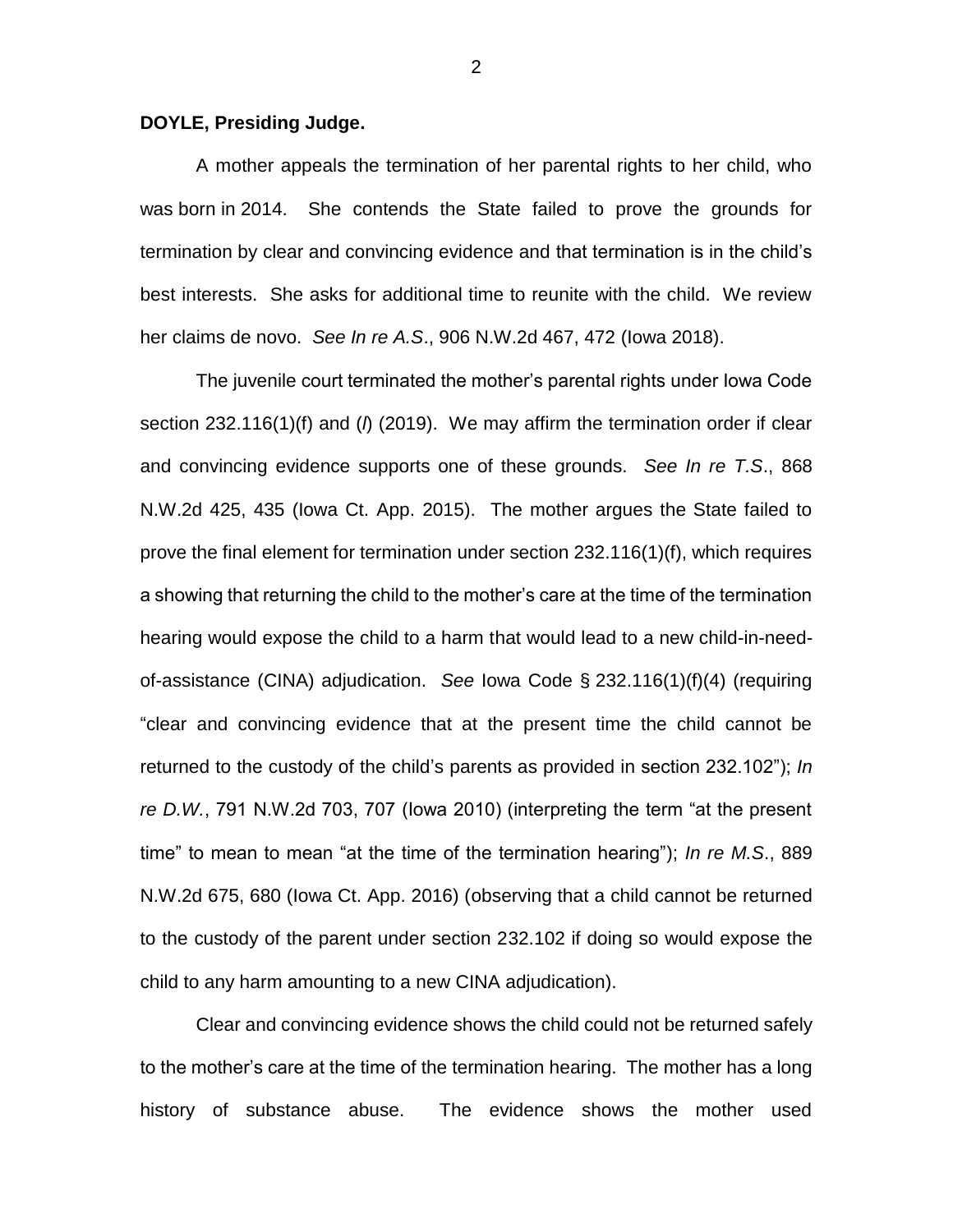**DOYLE, Presiding Judge.**

A mother appeals the termination of her parental rights to her child, who was born in 2014. She contends the State failed to prove the grounds for termination by clear and convincing evidence and that termination is in the child's best interests. She asks for additional time to reunite with the child. We review her claims de novo. *See In re A.S.*, 906 N.W.2d 467, 472 (Iowa 2018).

The juvenile court terminated the mother's parental rights under Iowa Code section 232.116(1)(f) and (*l*) (2019). We may affirm the termination order if clear and convincing evidence supports one of these grounds. *See In re T.S.*, 868 N.W.2d 425, 435 (Iowa Ct. App. 2015). The mother argues the State failed to prove the final element for termination under section 232.116(1)(f), which requires a showing that returning the child to the mother's care at the time of the termination hearing would expose the child to a harm that would lead to a new child-in-need-of-assistance (CINA) adjudication. *See* Iowa Code § 232.116(1)(f)(4) (requiring "clear and convincing evidence that at the present time the child cannot be returned to the custody of the child's parents as provided in section 232.102"); *In re D.W.*, 791 N.W.2d 703, 707 (Iowa 2010) (interpreting the term "at the present time" to mean to mean "at the time of the termination hearing"); *In re M.S.*, 889 N.W.2d 675, 680 (Iowa Ct. App. 2016) (observing that a child cannot be returned to the custody of the parent under section 232.102 if doing so would expose the child to any harm amounting to a new CINA adjudication).

Clear and convincing evidence shows the child could not be returned safely to the mother's care at the time of the termination hearing. The mother has a long history of substance abuse. The evidence shows the mother used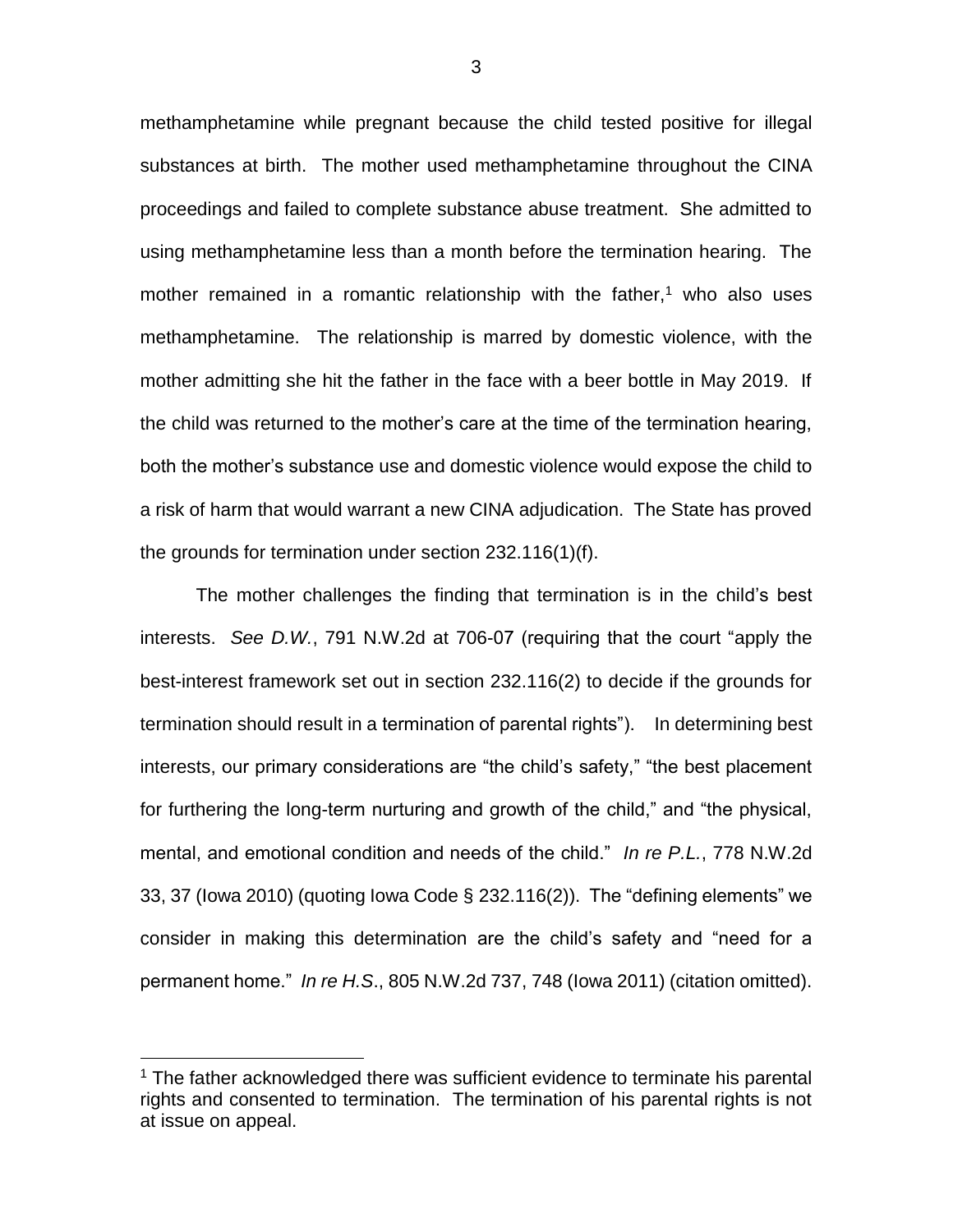methamphetamine while pregnant because the child tested positive for illegal substances at birth. The mother used methamphetamine throughout the CINA proceedings and failed to complete substance abuse treatment. She admitted to using methamphetamine less than a month before the termination hearing. The mother remained in a romantic relationship with the father,[1] who also uses methamphetamine. The relationship is marred by domestic violence, with the mother admitting she hit the father in the face with a beer bottle in May 2019. If the child was returned to the mother's care at the time of the termination hearing, both the mother's substance use and domestic violence would expose the child to a risk of harm that would warrant a new CINA adjudication. The State has proved the grounds for termination under section 232.116(1)(f).

The mother challenges the finding that termination is in the child's best interests. *See D.W.*, 791 N.W.2d at 706-07 (requiring that the court "apply the best-interest framework set out in section 232.116(2) to decide if the grounds for termination should result in a termination of parental rights"). In determining best interests, our primary considerations are "the child's safety," "the best placement for furthering the long-term nurturing and growth of the child," and "the physical, mental, and emotional condition and needs of the child." *In re P.L.*, 778 N.W.2d 33, 37 (Iowa 2010) (quoting Iowa Code § 232.116(2)). The "defining elements" we consider in making this determination are the child's safety and "need for a permanent home." *In re H.S.*, 805 N.W.2d 737, 748 (Iowa 2011) (citation omitted).

[1] The father acknowledged there was sufficient evidence to terminate his parental rights and consented to termination. The termination of his parental rights is not at issue on appeal.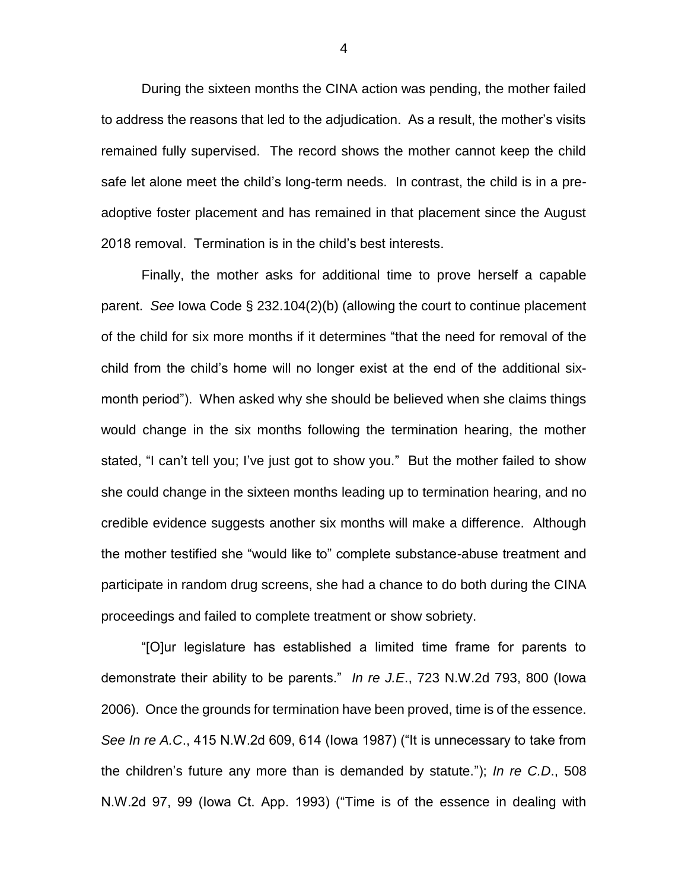During the sixteen months the CINA action was pending, the mother failed to address the reasons that led to the adjudication. As a result, the mother's visits remained fully supervised. The record shows the mother cannot keep the child safe let alone meet the child's long-term needs. In contrast, the child is in a pre-adoptive foster placement and has remained in that placement since the August 2018 removal. Termination is in the child's best interests.

Finally, the mother asks for additional time to prove herself a capable parent. *See* Iowa Code § 232.104(2)(b) (allowing the court to continue placement of the child for six more months if it determines "that the need for removal of the child from the child's home will no longer exist at the end of the additional six-month period"). When asked why she should be believed when she claims things would change in the six months following the termination hearing, the mother stated, "I can't tell you; I've just got to show you." But the mother failed to show she could change in the sixteen months leading up to termination hearing, and no credible evidence suggests another six months will make a difference. Although the mother testified she "would like to" complete substance-abuse treatment and participate in random drug screens, she had a chance to do both during the CINA proceedings and failed to complete treatment or show sobriety.

"[O]ur legislature has established a limited time frame for parents to demonstrate their ability to be parents." *In re J.E.*, 723 N.W.2d 793, 800 (Iowa 2006). Once the grounds for termination have been proved, time is of the essence. *See In re A.C.*, 415 N.W.2d 609, 614 (Iowa 1987) ("It is unnecessary to take from the children's future any more than is demanded by statute."); *In re C.D.*, 508 N.W.2d 97, 99 (Iowa Ct. App. 1993) ("Time is of the essence in dealing with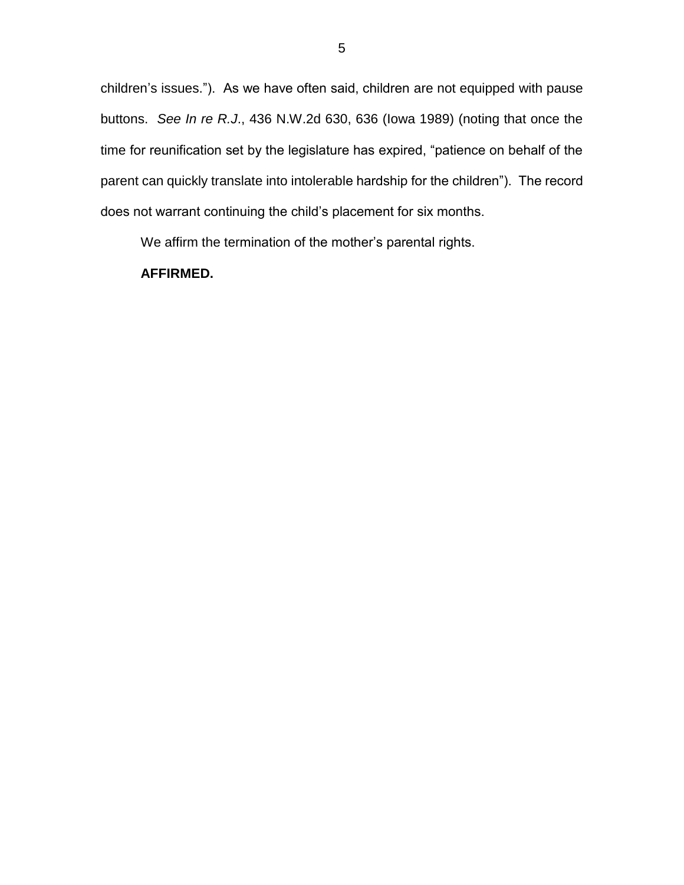children's issues."). As we have often said, children are not equipped with pause buttons. *See In re R.J.*, 436 N.W.2d 630, 636 (Iowa 1989) (noting that once the time for reunification set by the legislature has expired, "patience on behalf of the parent can quickly translate into intolerable hardship for the children"). The record does not warrant continuing the child's placement for six months.

We affirm the termination of the mother's parental rights.

**AFFIRMED.**